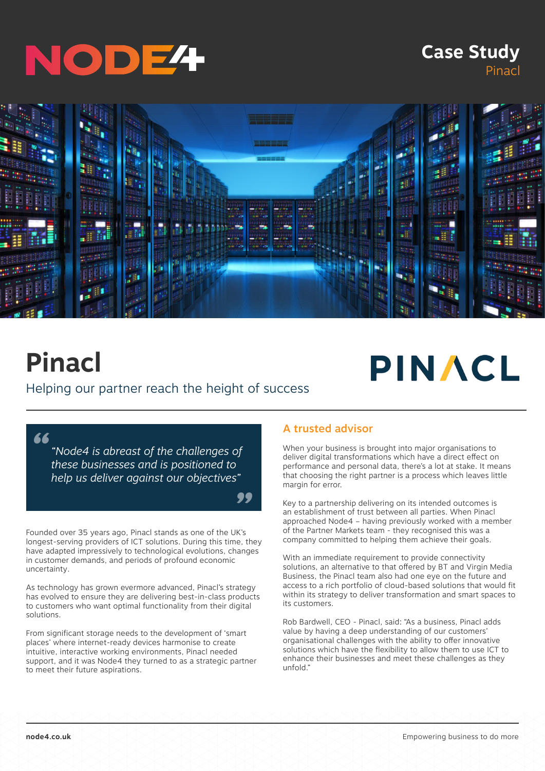# Case Study

Pinacl

# Pinacl

Helping our partner reach the height of success

> "Node4 is abreast of the challenges of these businesses and is positioned to help us deliver against our objectives"

Founded over 35 years ago, Pinacl stands as one of the UK's longest-serving providers of ICT solutions. During this time, they have adapted impressively to technological evolutions, changes in customer demands, and periods of profound economic uncertainty.

As technology has grown evermore advanced, Pinacl's strategy has evolved to ensure they are delivering best-in-class products to customers who want optimal functionality from their digital solutions.

From significant storage needs to the development of 'smart places' where internet-ready devices harmonise to create intuitive, interactive working environments, Pinacl needed support, and it was Node4 they turned to as a strategic partner to meet their future aspirations.

## A trusted advisor

When your business is brought into major organisations to deliver digital transformations which have a direct effect on performance and personal data, there's a lot at stake. It means that choosing the right partner is a process which leaves little margin for error.

Key to a partnership delivering on its intended outcomes is an establishment of trust between all parties. When Pinacl approached Node4 – having previously worked with a member of the Partner Markets team - they recognised this was a company committed to helping them achieve their goals.

With an immediate requirement to provide connectivity solutions, an alternative to that offered by BT and Virgin Media Business, the Pinacl team also had one eye on the future and access to a rich portfolio of cloud-based solutions that would fit within its strategy to deliver transformation and smart spaces to its customers.

Rob Bardwell, CEO - Pinacl, said: "As a business, Pinacl adds value by having a deep understanding of our customers' organisational challenges with the ability to offer innovative solutions which have the flexibility to allow them to use ICT to enhance their businesses and meet these challenges as they unfold."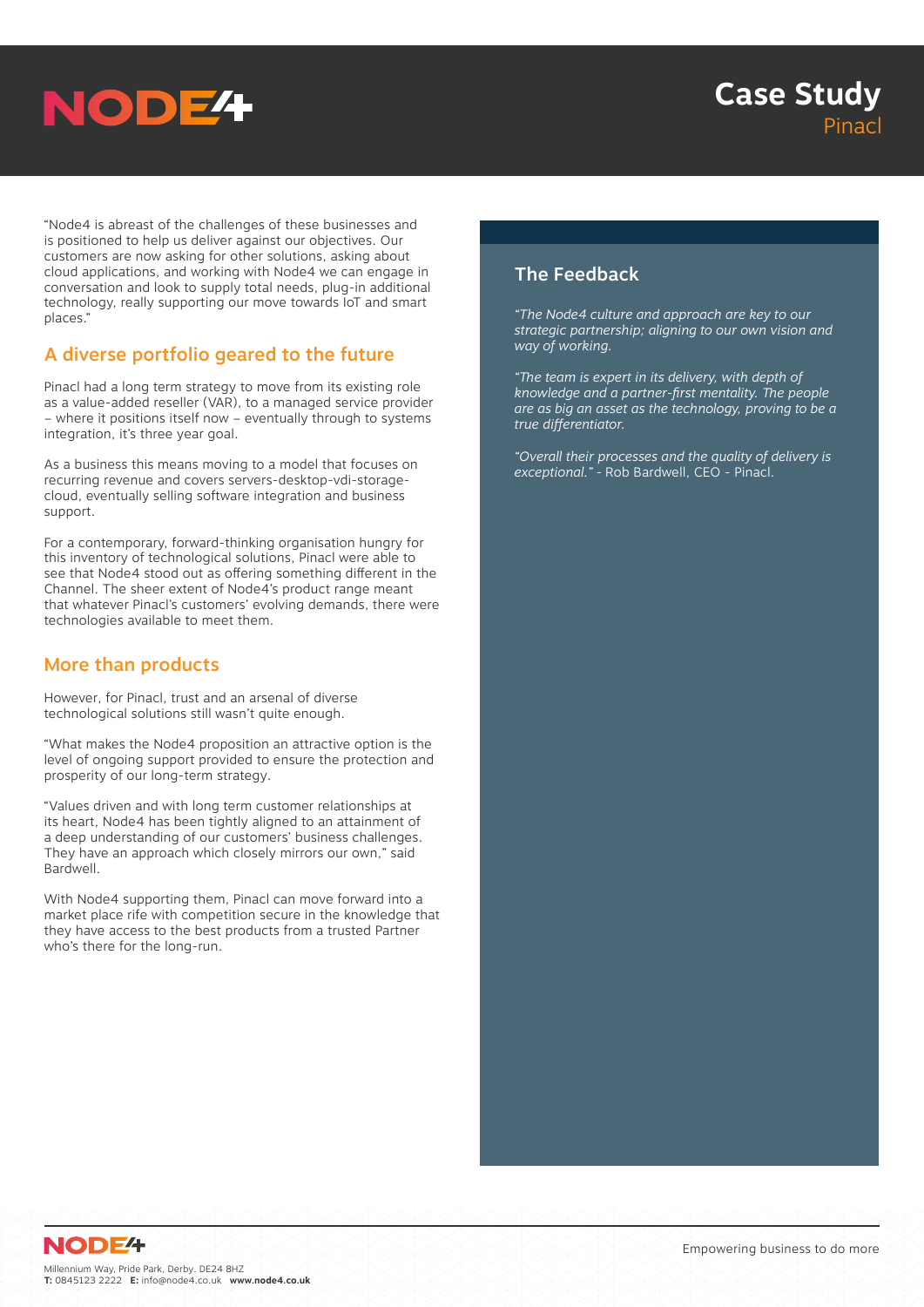"Node4 is abreast of the challenges of these businesses and is positioned to help us deliver against our objectives. Our customers are now asking for other solutions, asking about cloud applications, and working with Node4 we can engage in conversation and look to supply total needs, plug-in additional technology, really supporting our move towards IoT and smart places."

## A diverse portfolio geared to the future

Pinacl had a long term strategy to move from its existing role as a value-added reseller (VAR), to a managed service provider – where it positions itself now – eventually through to systems integration, it's three year goal.

As a business this means moving to a model that focuses on recurring revenue and covers servers-desktop-vdi-storage-cloud, eventually selling software integration and business support.

For a contemporary, forward-thinking organisation hungry for this inventory of technological solutions, Pinacl were able to see that Node4 stood out as offering something different in the Channel. The sheer extent of Node4's product range meant that whatever Pinacl's customers' evolving demands, there were technologies available to meet them.

## More than products

However, for Pinacl, trust and an arsenal of diverse technological solutions still wasn't quite enough.

"What makes the Node4 proposition an attractive option is the level of ongoing support provided to ensure the protection and prosperity of our long-term strategy.

"Values driven and with long term customer relationships at its heart, Node4 has been tightly aligned to an attainment of a deep understanding of our customers' business challenges. They have an approach which closely mirrors our own," said Bardwell.

With Node4 supporting them, Pinacl can move forward into a market place rife with competition secure in the knowledge that they have access to the best products from a trusted Partner who's there for the long-run.

## The Feedback

*"The Node4 culture and approach are key to our strategic partnership; aligning to our own vision and way of working.*

*"The team is expert in its delivery, with depth of knowledge and a partner-first mentality. The people are as big an asset as the technology, proving to be a true differentiator.*

*"Overall their processes and the quality of delivery is exceptional."* - Rob Bardwell, CEO - Pinacl.